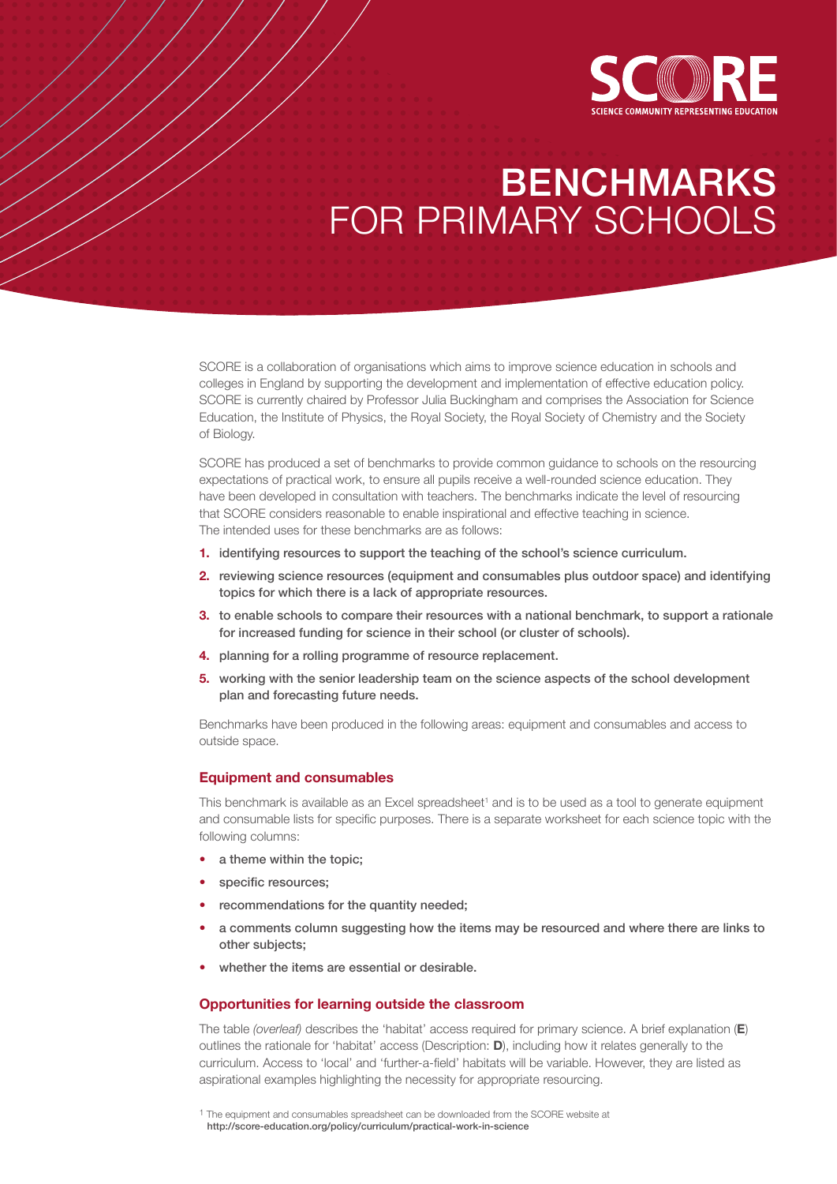SCORE

SCIENCE COMMUNITY REPRESENTING EDUCATION

# BENCHMARKS FOR PRIMARY SCHOOLS

SCORE is a collaboration of organisations which aims to improve science education in schools and colleges in England by supporting the development and implementation of effective education policy. SCORE is currently chaired by Professor Julia Buckingham and comprises the Association for Science Education, the Institute of Physics, the Royal Society, the Royal Society of Chemistry and the Society of Biology.

SCORE has produced a set of benchmarks to provide common guidance to schools on the resourcing expectations of practical work, to ensure all pupils receive a well-rounded science education. They have been developed in consultation with teachers. The benchmarks indicate the level of resourcing that SCORE considers reasonable to enable inspirational and effective teaching in science. The intended uses for these benchmarks are as follows:

1. identifying resources to support the teaching of the school's science curriculum.
2. reviewing science resources (equipment and consumables plus outdoor space) and identifying topics for which there is a lack of appropriate resources.
3. to enable schools to compare their resources with a national benchmark, to support a rationale for increased funding for science in their school (or cluster of schools).
4. planning for a rolling programme of resource replacement.
5. working with the senior leadership team on the science aspects of the school development plan and forecasting future needs.

Benchmarks have been produced in the following areas: equipment and consumables and access to outside space.

### Equipment and consumables

This benchmark is available as an Excel spreadsheet[1] and is to be used as a tool to generate equipment and consumable lists for specific purposes. There is a separate worksheet for each science topic with the following columns:

- a theme within the topic;
- specific resources;
- recommendations for the quantity needed;
- a comments column suggesting how the items may be resourced and where there are links to other subjects;
- whether the items are essential or desirable.

### Opportunities for learning outside the classroom

The table *(overleaf)* describes the 'habitat' access required for primary science. A brief explanation (**E**) outlines the rationale for 'habitat' access (Description: **D**), including how it relates generally to the curriculum. Access to 'local' and 'further-a-field' habitats will be variable. However, they are listed as aspirational examples highlighting the necessity for appropriate resourcing.

[1] The equipment and consumables spreadsheet can be downloaded from the SCORE website at **http://score-education.org/policy/curriculum/practical-work-in-science**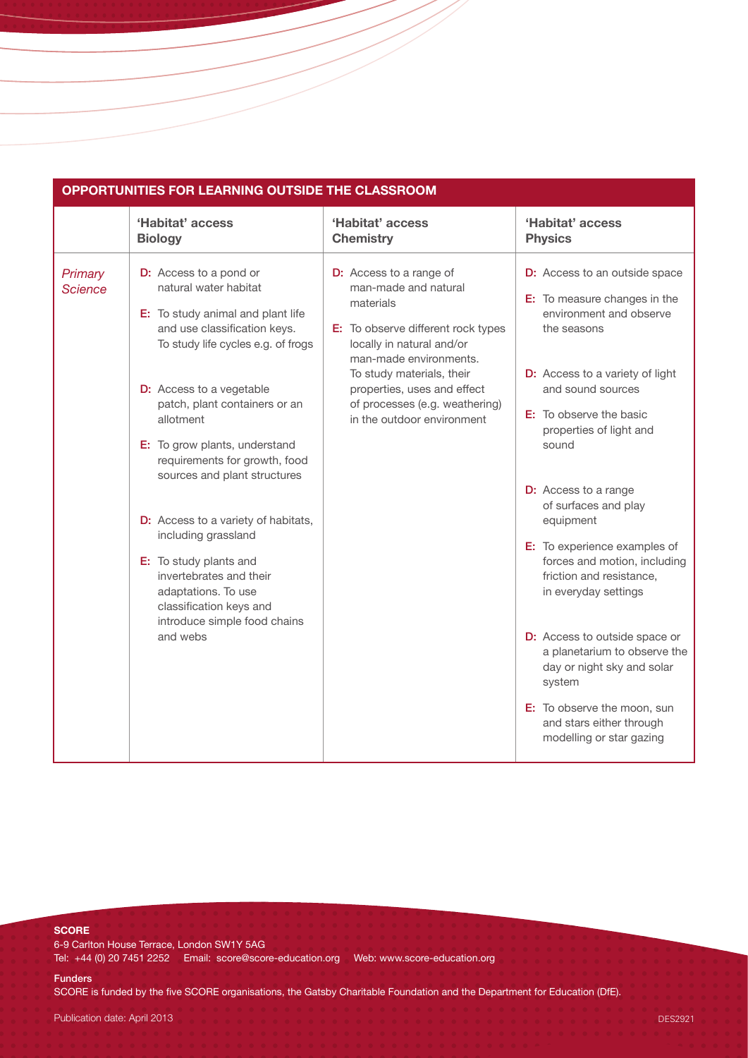## OPPORTUNITIES FOR LEARNING OUTSIDE THE CLASSROOM

| | 'Habitat' access Biology | 'Habitat' access Chemistry | 'Habitat' access Physics |
|---|---|---|---|
| *Primary Science* | **D:** Access to a pond or natural water habitat<br>**E:** To study animal and plant life and use classification keys. To study life cycles e.g. of frogs<br>**D:** Access to a vegetable patch, plant containers or an allotment<br>**E:** To grow plants, understand requirements for growth, food sources and plant structures<br>**D:** Access to a variety of habitats, including grassland<br>**E:** To study plants and invertebrates and their adaptations. To use classification keys and introduce simple food chains and webs | **D:** Access to a range of man-made and natural materials<br>**E:** To observe different rock types locally in natural and/or man-made environments. To study materials, their properties, uses and effect of processes (e.g. weathering) in the outdoor environment | **D:** Access to an outside space<br>**E:** To measure changes in the environment and observe the seasons<br>**D:** Access to a variety of light and sound sources<br>**E:** To observe the basic properties of light and sound<br>**D:** Access to a range of surfaces and play equipment<br>**E:** To experience examples of forces and motion, including friction and resistance, in everyday settings<br>**D:** Access to outside space or a planetarium to observe the day or night sky and solar system<br>**E:** To observe the moon, sun and stars either through modelling or star gazing |

**SCORE**
6-9 Carlton House Terrace, London SW1Y 5AG
Tel: +44 (0) 20 7451 2252 Email: score@score-education.org Web: www.score-education.org

**Funders**
SCORE is funded by the five SCORE organisations, the Gatsby Charitable Foundation and the Department for Education (DfE).

Publication date: April 2013

DES2921